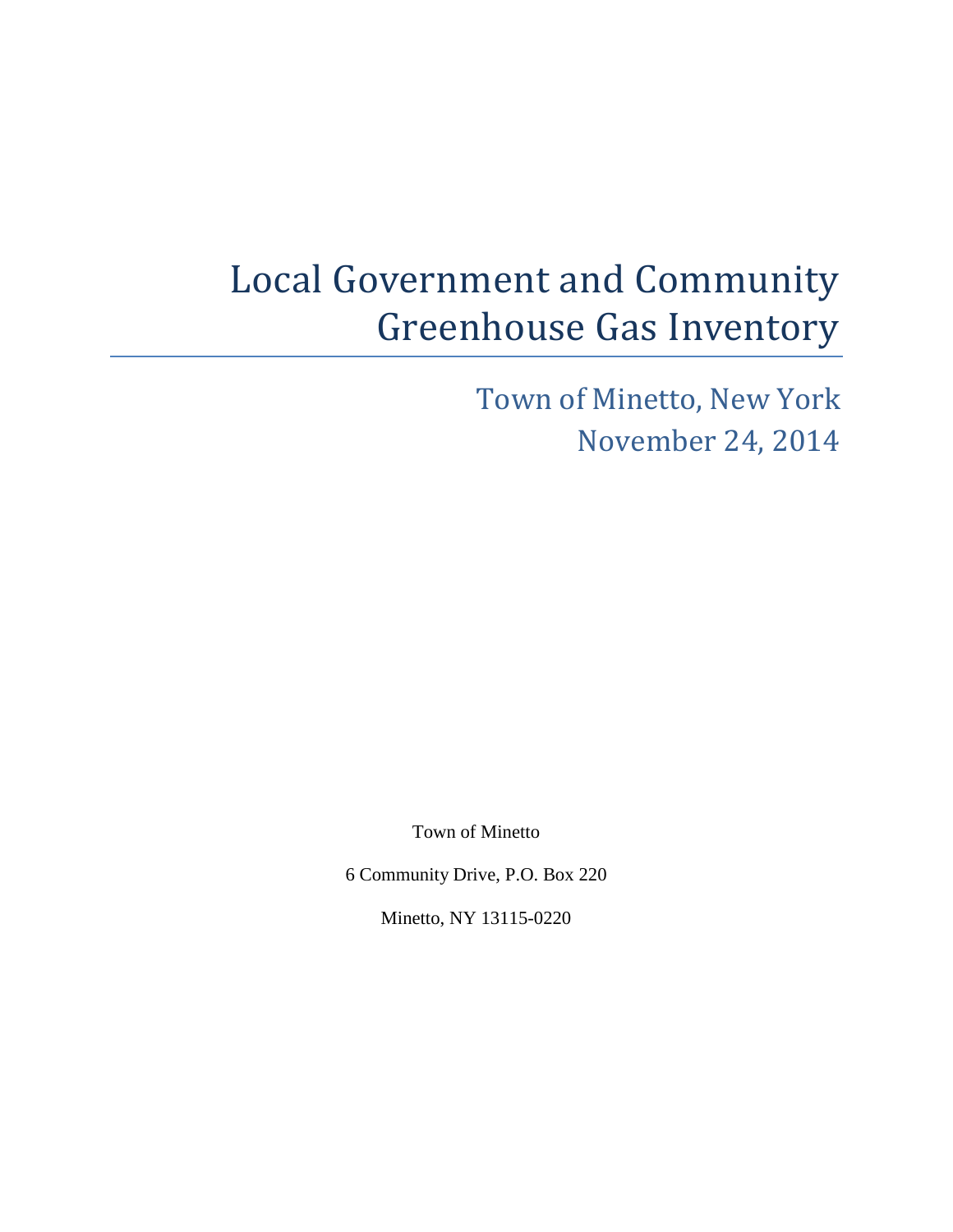# Local Government and Community Greenhouse Gas Inventory

## Town of Minetto, New York
## November 24, 2014

Town of Minetto

6 Community Drive, P.O. Box 220

Minetto, NY 13115-0220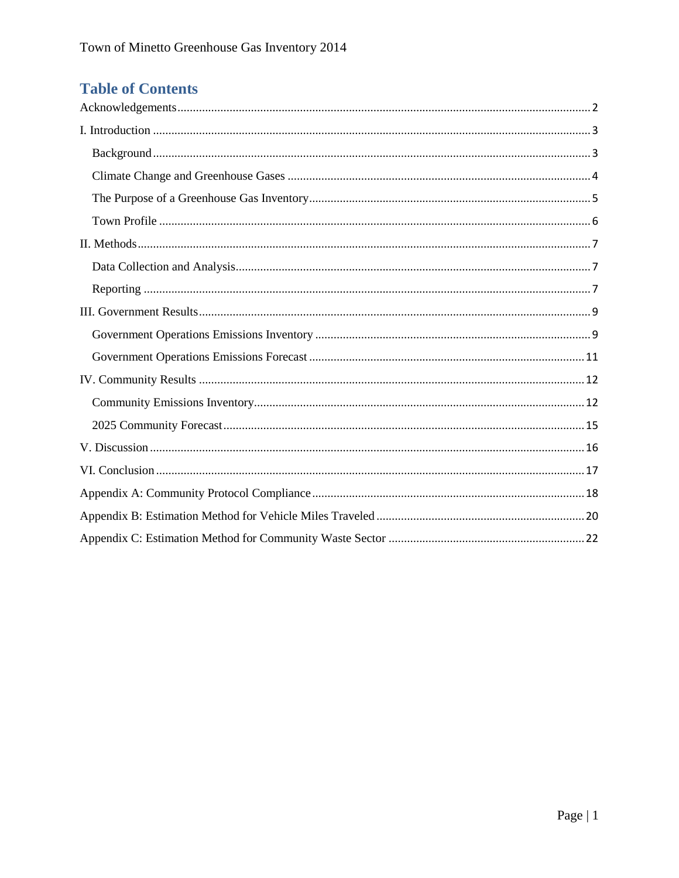# Table of Contents

Acknowledgements ........ 2

I. Introduction ........ 3

- Background ........ 3
- Climate Change and Greenhouse Gases ........ 4
- The Purpose of a Greenhouse Gas Inventory ........ 5
- Town Profile ........ 6

II. Methods ........ 7

- Data Collection and Analysis ........ 7
- Reporting ........ 7

III. Government Results ........ 9

- Government Operations Emissions Inventory ........ 9
- Government Operations Emissions Forecast ........ 11

IV. Community Results ........ 12

- Community Emissions Inventory ........ 12
- 2025 Community Forecast ........ 15

V. Discussion ........ 16

VI. Conclusion ........ 17

Appendix A: Community Protocol Compliance ........ 18

Appendix B: Estimation Method for Vehicle Miles Traveled ........ 20

Appendix C: Estimation Method for Community Waste Sector ........ 22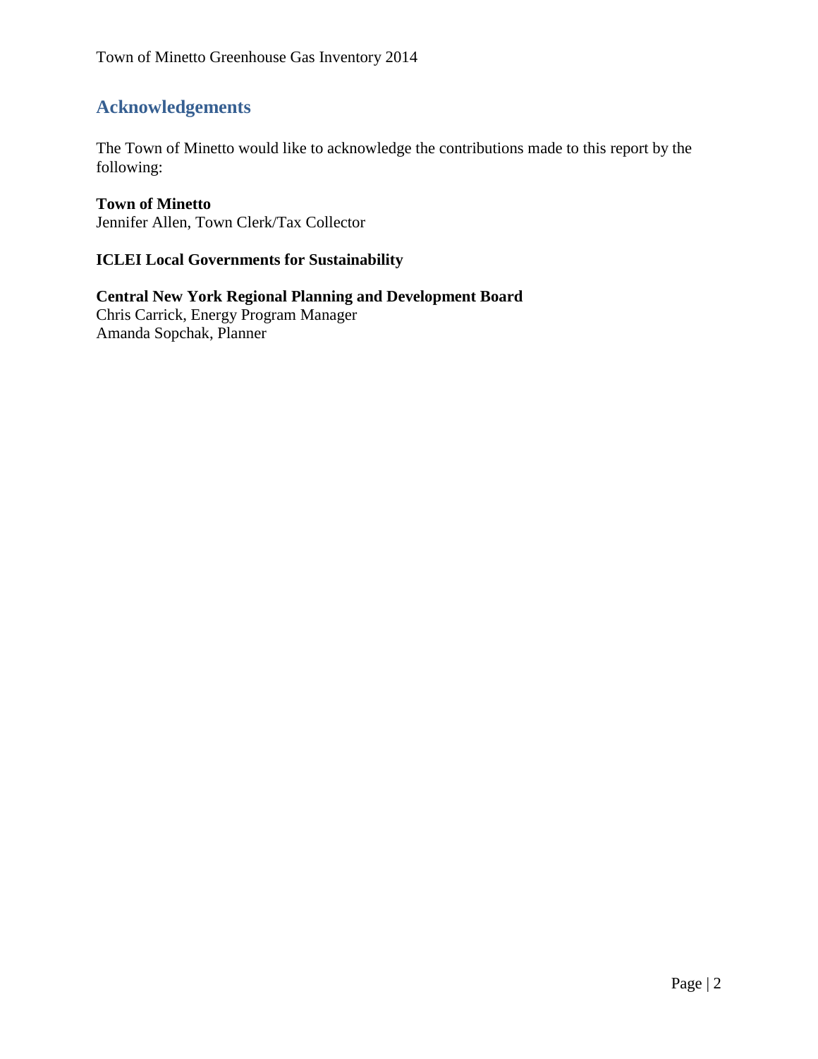## Acknowledgements

The Town of Minetto would like to acknowledge the contributions made to this report by the following:

**Town of Minetto**
Jennifer Allen, Town Clerk/Tax Collector

**ICLEI Local Governments for Sustainability**

**Central New York Regional Planning and Development Board**
Chris Carrick, Energy Program Manager
Amanda Sopchak, Planner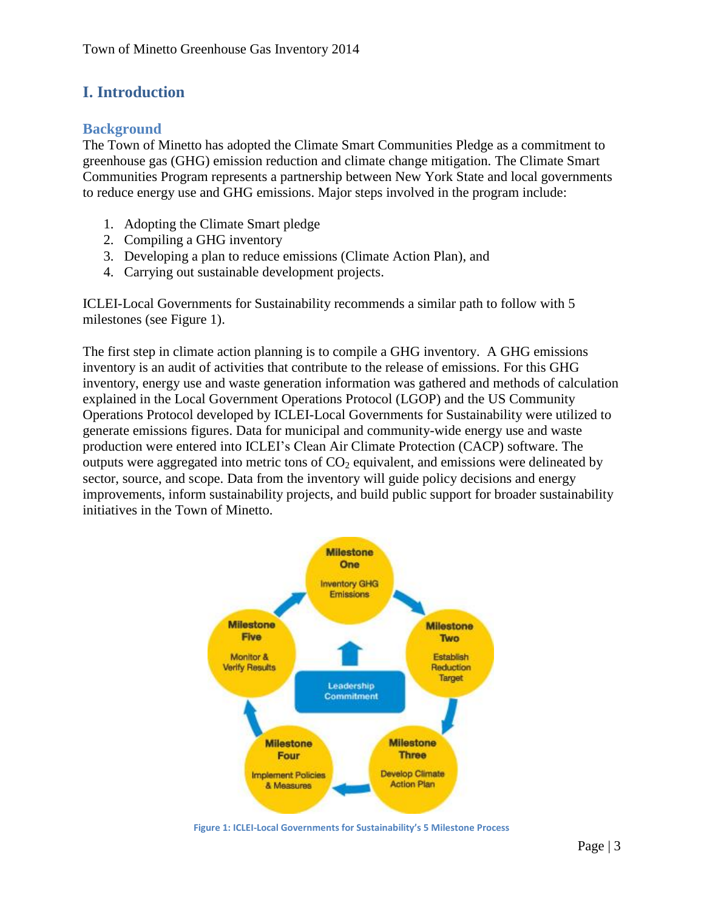# I. Introduction

## Background

The Town of Minetto has adopted the Climate Smart Communities Pledge as a commitment to greenhouse gas (GHG) emission reduction and climate change mitigation. The Climate Smart Communities Program represents a partnership between New York State and local governments to reduce energy use and GHG emissions. Major steps involved in the program include:

1. Adopting the Climate Smart pledge
2. Compiling a GHG inventory
3. Developing a plan to reduce emissions (Climate Action Plan), and
4. Carrying out sustainable development projects.

ICLEI-Local Governments for Sustainability recommends a similar path to follow with 5 milestones (see Figure 1).

The first step in climate action planning is to compile a GHG inventory. A GHG emissions inventory is an audit of activities that contribute to the release of emissions. For this GHG inventory, energy use and waste generation information was gathered and methods of calculation explained in the Local Government Operations Protocol (LGOP) and the US Community Operations Protocol developed by ICLEI-Local Governments for Sustainability were utilized to generate emissions figures. Data for municipal and community-wide energy use and waste production were entered into ICLEI's Clean Air Climate Protection (CACP) software. The outputs were aggregated into metric tons of $CO_2$ equivalent, and emissions were delineated by sector, source, and scope. Data from the inventory will guide policy decisions and energy improvements, inform sustainability projects, and build public support for broader sustainability initiatives in the Town of Minetto.

Milestone One: Inventory GHG Emissions → Milestone Two: Establish Reduction Target → Milestone Three: Develop Climate Action Plan → Milestone Four: Implement Policies & Measures → Milestone Five: Monitor & Verify Results; Leadership Commitment (center)

**Figure 1: ICLEI-Local Governments for Sustainability's 5 Milestone Process**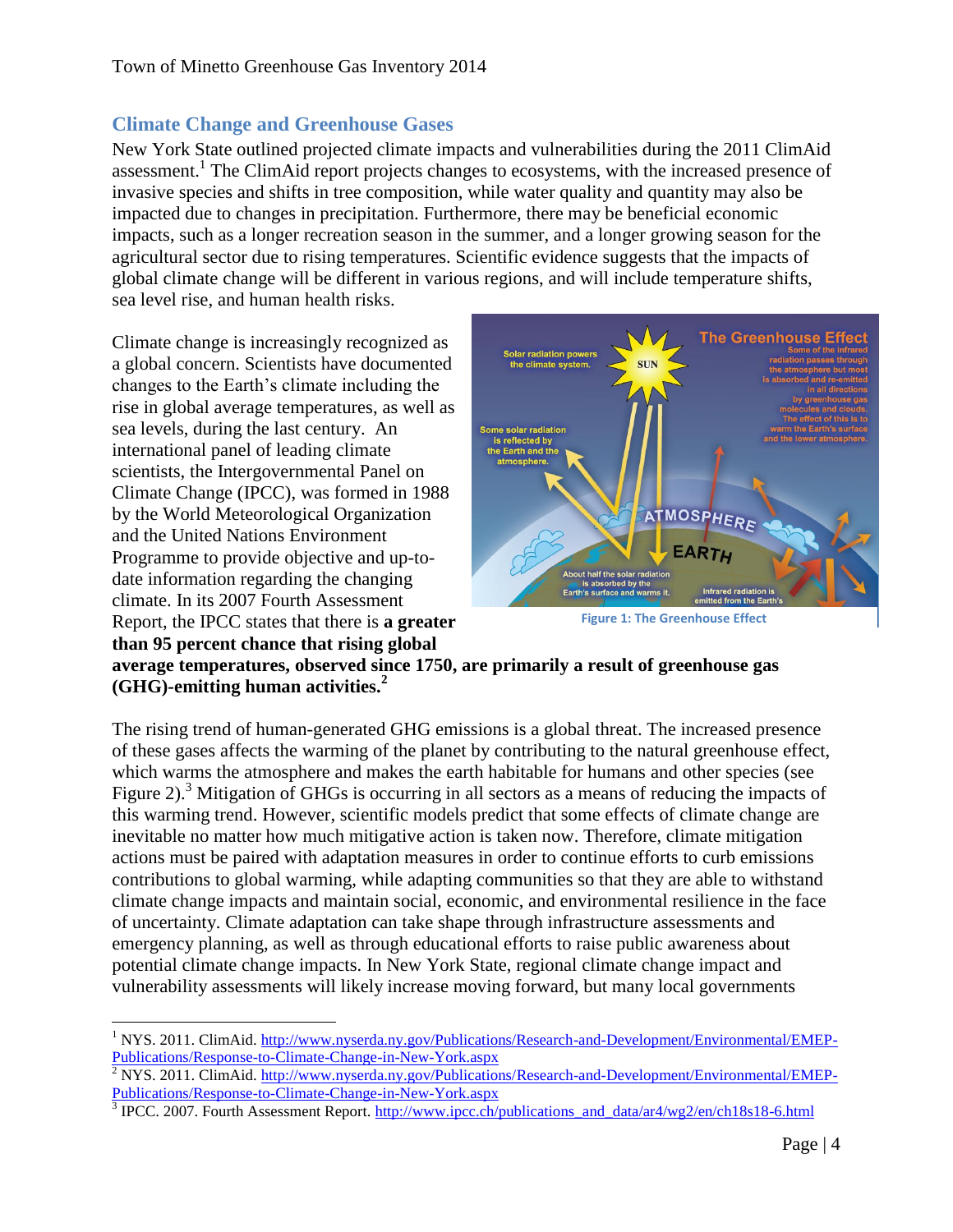## Climate Change and Greenhouse Gases

New York State outlined projected climate impacts and vulnerabilities during the 2011 ClimAid assessment.[1] The ClimAid report projects changes to ecosystems, with the increased presence of invasive species and shifts in tree composition, while water quality and quantity may also be impacted due to changes in precipitation. Furthermore, there may be beneficial economic impacts, such as a longer recreation season in the summer, and a longer growing season for the agricultural sector due to rising temperatures. Scientific evidence suggests that the impacts of global climate change will be different in various regions, and will include temperature shifts, sea level rise, and human health risks.

Climate change is increasingly recognized as a global concern. Scientists have documented changes to the Earth's climate including the rise in global average temperatures, as well as sea levels, during the last century. An international panel of leading climate scientists, the Intergovernmental Panel on Climate Change (IPCC), was formed in 1988 by the World Meteorological Organization and the United Nations Environment Programme to provide objective and up-to-date information regarding the changing climate. In its 2007 Fourth Assessment Report, the IPCC states that there is **a greater than 95 percent chance that rising global average temperatures, observed since 1750, are primarily a result of greenhouse gas (GHG)-emitting human activities.[2]**

Figure 1: The Greenhouse Effect

The rising trend of human-generated GHG emissions is a global threat. The increased presence of these gases affects the warming of the planet by contributing to the natural greenhouse effect, which warms the atmosphere and makes the earth habitable for humans and other species (see Figure 2).[3] Mitigation of GHGs is occurring in all sectors as a means of reducing the impacts of this warming trend. However, scientific models predict that some effects of climate change are inevitable no matter how much mitigative action is taken now. Therefore, climate mitigation actions must be paired with adaptation measures in order to continue efforts to curb emissions contributions to global warming, while adapting communities so that they are able to withstand climate change impacts and maintain social, economic, and environmental resilience in the face of uncertainty. Climate adaptation can take shape through infrastructure assessments and emergency planning, as well as through educational efforts to raise public awareness about potential climate change impacts. In New York State, regional climate change impact and vulnerability assessments will likely increase moving forward, but many local governments

---

[1] NYS. 2011. ClimAid. http://www.nyserda.ny.gov/Publications/Research-and-Development/Environmental/EMEP-Publications/Response-to-Climate-Change-in-New-York.aspx

[2] NYS. 2011. ClimAid. http://www.nyserda.ny.gov/Publications/Research-and-Development/Environmental/EMEP-Publications/Response-to-Climate-Change-in-New-York.aspx

[3] IPCC. 2007. Fourth Assessment Report. http://www.ipcc.ch/publications_and_data/ar4/wg2/en/ch18s18-6.html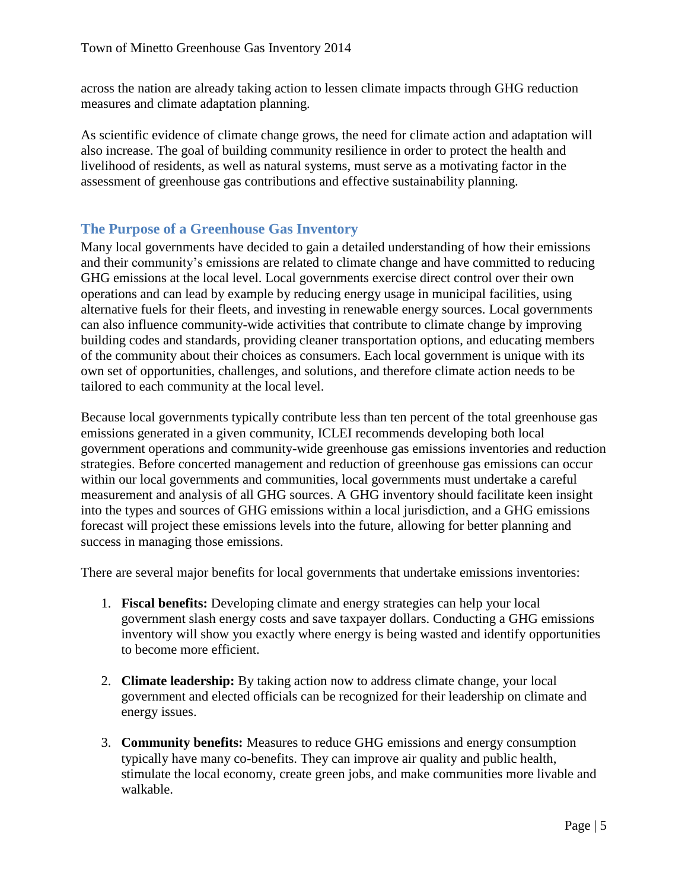across the nation are already taking action to lessen climate impacts through GHG reduction measures and climate adaptation planning.

As scientific evidence of climate change grows, the need for climate action and adaptation will also increase. The goal of building community resilience in order to protect the health and livelihood of residents, as well as natural systems, must serve as a motivating factor in the assessment of greenhouse gas contributions and effective sustainability planning.

## The Purpose of a Greenhouse Gas Inventory

Many local governments have decided to gain a detailed understanding of how their emissions and their community's emissions are related to climate change and have committed to reducing GHG emissions at the local level. Local governments exercise direct control over their own operations and can lead by example by reducing energy usage in municipal facilities, using alternative fuels for their fleets, and investing in renewable energy sources. Local governments can also influence community-wide activities that contribute to climate change by improving building codes and standards, providing cleaner transportation options, and educating members of the community about their choices as consumers. Each local government is unique with its own set of opportunities, challenges, and solutions, and therefore climate action needs to be tailored to each community at the local level.

Because local governments typically contribute less than ten percent of the total greenhouse gas emissions generated in a given community, ICLEI recommends developing both local government operations and community-wide greenhouse gas emissions inventories and reduction strategies. Before concerted management and reduction of greenhouse gas emissions can occur within our local governments and communities, local governments must undertake a careful measurement and analysis of all GHG sources. A GHG inventory should facilitate keen insight into the types and sources of GHG emissions within a local jurisdiction, and a GHG emissions forecast will project these emissions levels into the future, allowing for better planning and success in managing those emissions.

There are several major benefits for local governments that undertake emissions inventories:

1. **Fiscal benefits:** Developing climate and energy strategies can help your local government slash energy costs and save taxpayer dollars. Conducting a GHG emissions inventory will show you exactly where energy is being wasted and identify opportunities to become more efficient.

2. **Climate leadership:** By taking action now to address climate change, your local government and elected officials can be recognized for their leadership on climate and energy issues.

3. **Community benefits:** Measures to reduce GHG emissions and energy consumption typically have many co-benefits. They can improve air quality and public health, stimulate the local economy, create green jobs, and make communities more livable and walkable.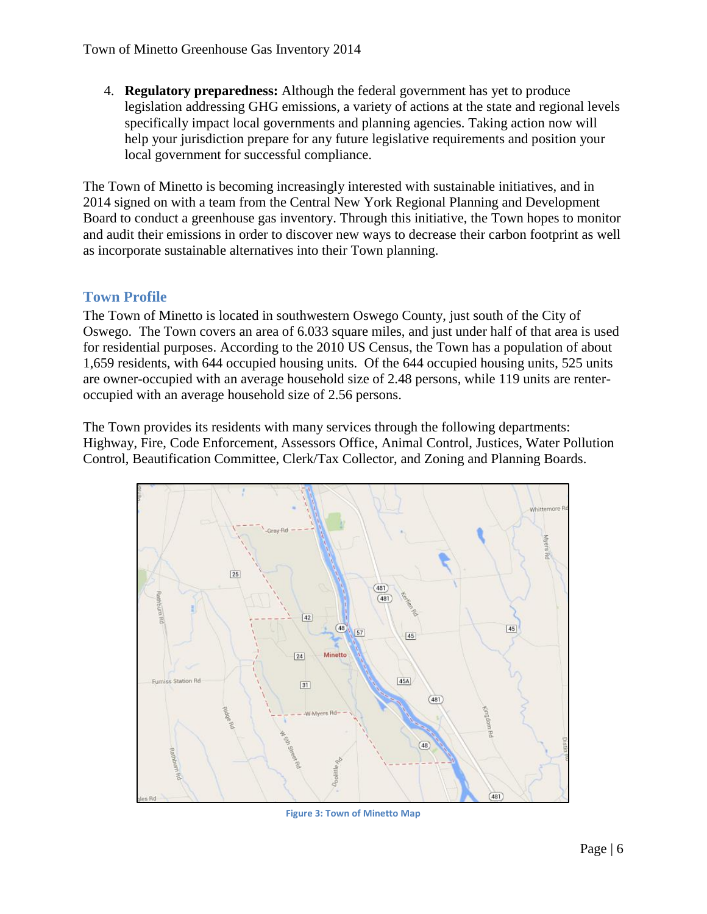4. **Regulatory preparedness:** Although the federal government has yet to produce legislation addressing GHG emissions, a variety of actions at the state and regional levels specifically impact local governments and planning agencies. Taking action now will help your jurisdiction prepare for any future legislative requirements and position your local government for successful compliance.

The Town of Minetto is becoming increasingly interested with sustainable initiatives, and in 2014 signed on with a team from the Central New York Regional Planning and Development Board to conduct a greenhouse gas inventory. Through this initiative, the Town hopes to monitor and audit their emissions in order to discover new ways to decrease their carbon footprint as well as incorporate sustainable alternatives into their Town planning.

## Town Profile

The Town of Minetto is located in southwestern Oswego County, just south of the City of Oswego. The Town covers an area of 6.033 square miles, and just under half of that area is used for residential purposes. According to the 2010 US Census, the Town has a population of about 1,659 residents, with 644 occupied housing units. Of the 644 occupied housing units, 525 units are owner-occupied with an average household size of 2.48 persons, while 119 units are renter-occupied with an average household size of 2.56 persons.

The Town provides its residents with many services through the following departments: Highway, Fire, Code Enforcement, Assessors Office, Animal Control, Justices, Water Pollution Control, Beautification Committee, Clerk/Tax Collector, and Zoning and Planning Boards.

Figure 3: Town of Minetto Map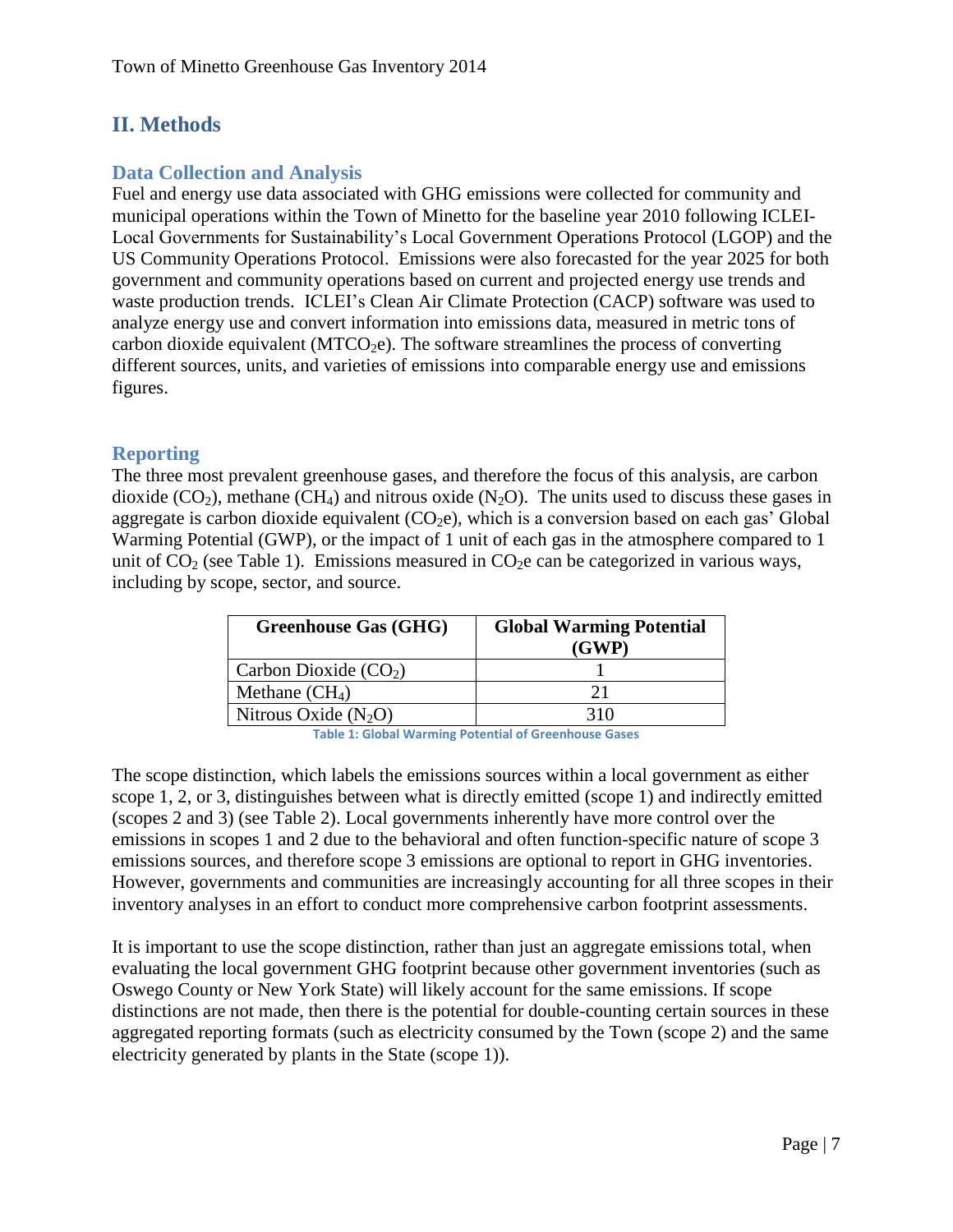## II. Methods

### Data Collection and Analysis

Fuel and energy use data associated with GHG emissions were collected for community and municipal operations within the Town of Minetto for the baseline year 2010 following ICLEI-Local Governments for Sustainability's Local Government Operations Protocol (LGOP) and the US Community Operations Protocol. Emissions were also forecasted for the year 2025 for both government and community operations based on current and projected energy use trends and waste production trends. ICLEI's Clean Air Climate Protection (CACP) software was used to analyze energy use and convert information into emissions data, measured in metric tons of carbon dioxide equivalent ($MTCO_2e$). The software streamlines the process of converting different sources, units, and varieties of emissions into comparable energy use and emissions figures.

### Reporting

The three most prevalent greenhouse gases, and therefore the focus of this analysis, are carbon dioxide ($CO_2$), methane ($CH_4$) and nitrous oxide ($N_2O$). The units used to discuss these gases in aggregate is carbon dioxide equivalent ($CO_2e$), which is a conversion based on each gas' Global Warming Potential (GWP), or the impact of 1 unit of each gas in the atmosphere compared to 1 unit of $CO_2$ (see Table 1). Emissions measured in $CO_2e$ can be categorized in various ways, including by scope, sector, and source.

| Greenhouse Gas (GHG) | Global Warming Potential (GWP) |
|---|---|
| Carbon Dioxide ($CO_2$) | 1 |
| Methane ($CH_4$) | 21 |
| Nitrous Oxide ($N_2O$) | 310 |

Table 1: Global Warming Potential of Greenhouse Gases

The scope distinction, which labels the emissions sources within a local government as either scope 1, 2, or 3, distinguishes between what is directly emitted (scope 1) and indirectly emitted (scopes 2 and 3) (see Table 2). Local governments inherently have more control over the emissions in scopes 1 and 2 due to the behavioral and often function-specific nature of scope 3 emissions sources, and therefore scope 3 emissions are optional to report in GHG inventories. However, governments and communities are increasingly accounting for all three scopes in their inventory analyses in an effort to conduct more comprehensive carbon footprint assessments.

It is important to use the scope distinction, rather than just an aggregate emissions total, when evaluating the local government GHG footprint because other government inventories (such as Oswego County or New York State) will likely account for the same emissions. If scope distinctions are not made, then there is the potential for double-counting certain sources in these aggregated reporting formats (such as electricity consumed by the Town (scope 2) and the same electricity generated by plants in the State (scope 1)).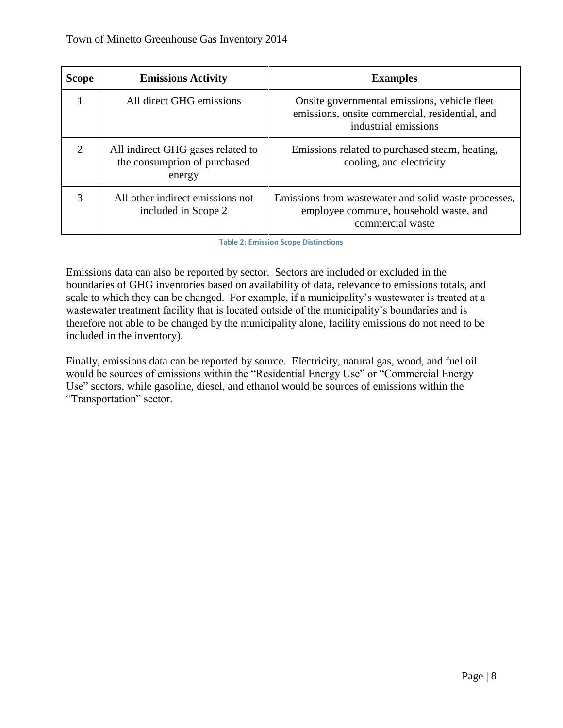| Scope | Emissions Activity | Examples |
|---|---|---|
| 1 | All direct GHG emissions | Onsite governmental emissions, vehicle fleet emissions, onsite commercial, residential, and industrial emissions |
| 2 | All indirect GHG gases related to the consumption of purchased energy | Emissions related to purchased steam, heating, cooling, and electricity |
| 3 | All other indirect emissions not included in Scope 2 | Emissions from wastewater and solid waste processes, employee commute, household waste, and commercial waste |

Table 2: Emission Scope Distinctions

Emissions data can also be reported by sector. Sectors are included or excluded in the boundaries of GHG inventories based on availability of data, relevance to emissions totals, and scale to which they can be changed. For example, if a municipality's wastewater is treated at a wastewater treatment facility that is located outside of the municipality's boundaries and is therefore not able to be changed by the municipality alone, facility emissions do not need to be included in the inventory).

Finally, emissions data can be reported by source. Electricity, natural gas, wood, and fuel oil would be sources of emissions within the "Residential Energy Use" or "Commercial Energy Use" sectors, while gasoline, diesel, and ethanol would be sources of emissions within the "Transportation" sector.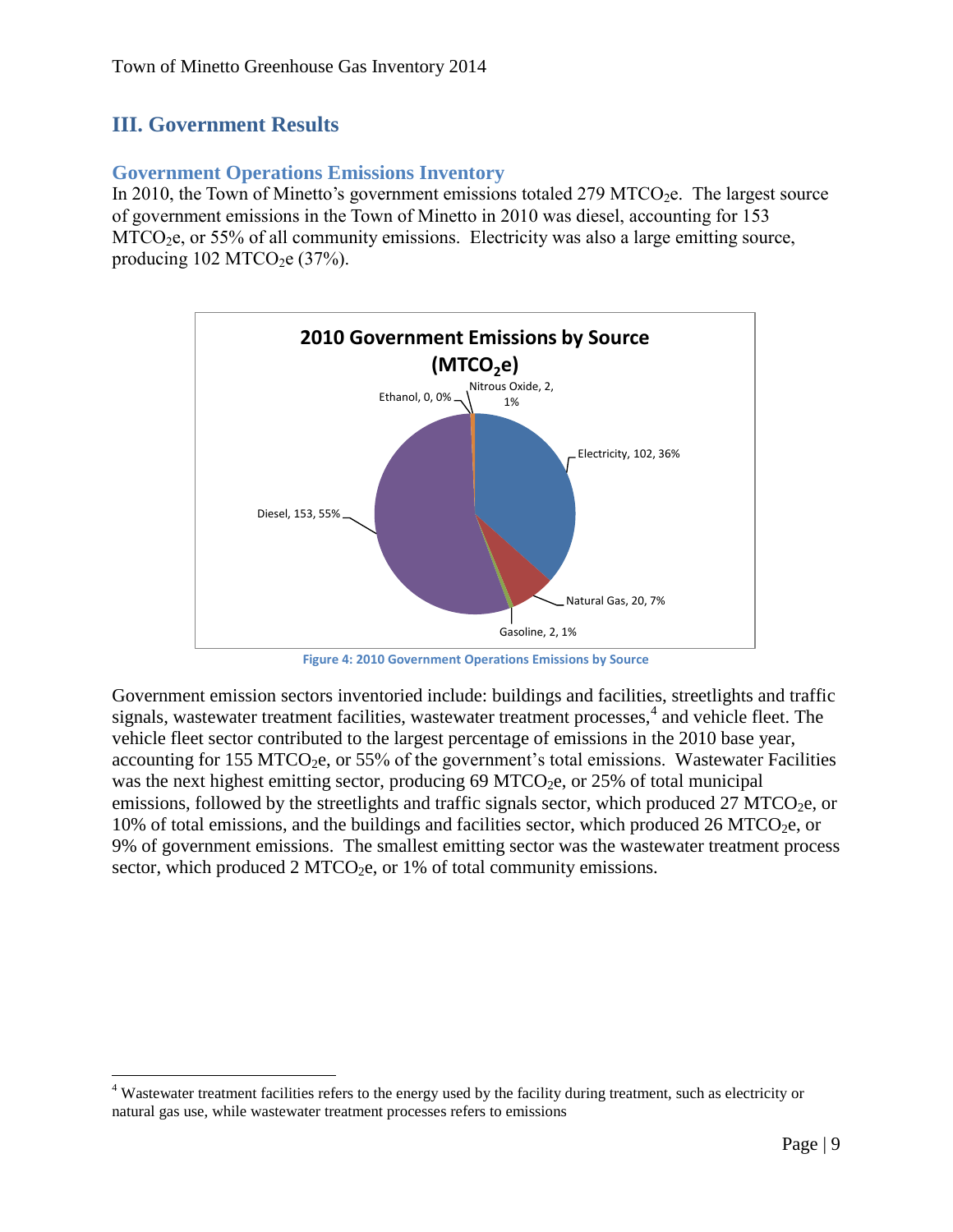## III. Government Results

### Government Operations Emissions Inventory

In 2010, the Town of Minetto's government emissions totaled 279 $MTCO_2e$. The largest source of government emissions in the Town of Minetto in 2010 was diesel, accounting for 153 $MTCO_2e$, or 55% of all community emissions. Electricity was also a large emitting source, producing 102 $MTCO_2e$ (37%).

Figure 4: 2010 Government Operations Emissions by Source

Government emission sectors inventoried include: buildings and facilities, streetlights and traffic signals, wastewater treatment facilities, wastewater treatment processes,[4] and vehicle fleet. The vehicle fleet sector contributed to the largest percentage of emissions in the 2010 base year, accounting for 155 $MTCO_2e$, or 55% of the government's total emissions. Wastewater Facilities was the next highest emitting sector, producing 69 $MTCO_2e$, or 25% of total municipal emissions, followed by the streetlights and traffic signals sector, which produced 27 $MTCO_2e$, or 10% of total emissions, and the buildings and facilities sector, which produced 26 $MTCO_2e$, or 9% of government emissions. The smallest emitting sector was the wastewater treatment process sector, which produced 2 $MTCO_2e$, or 1% of total community emissions.

[4] Wastewater treatment facilities refers to the energy used by the facility during treatment, such as electricity or natural gas use, while wastewater treatment processes refers to emissions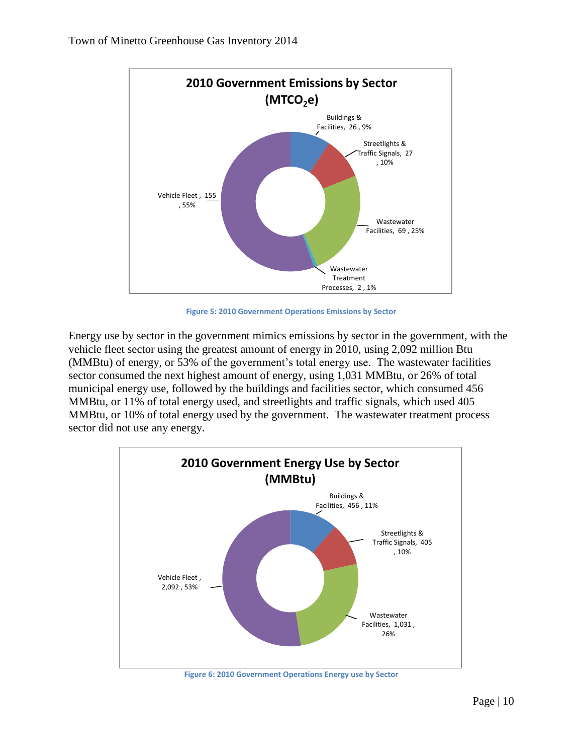**2010 Government Emissions by Sector ($MTCO_2e$)**

Buildings & Facilities, 26 , 9%

Streetlights & Traffic Signals, 27 , 10%

Wastewater Facilities, 69 , 25%

Wastewater Treatment Processes, 2 , 1%

Vehicle Fleet , 155 , 55%

Figure 5: 2010 Government Operations Emissions by Sector

Energy use by sector in the government mimics emissions by sector in the government, with the vehicle fleet sector using the greatest amount of energy in 2010, using 2,092 million Btu (MMBtu) of energy, or 53% of the government's total energy use. The wastewater facilities sector consumed the next highest amount of energy, using 1,031 MMBtu, or 26% of total municipal energy use, followed by the buildings and facilities sector, which consumed 456 MMBtu, or 11% of total energy used, and streetlights and traffic signals, which used 405 MMBtu, or 10% of total energy used by the government. The wastewater treatment process sector did not use any energy.

**2010 Government Energy Use by Sector (MMBtu)**

Buildings & Facilities, 456 , 11%

Streetlights & Traffic Signals, 405 , 10%

Wastewater Facilities, 1,031 , 26%

Vehicle Fleet , 2,092 , 53%

Figure 6: 2010 Government Operations Energy use by Sector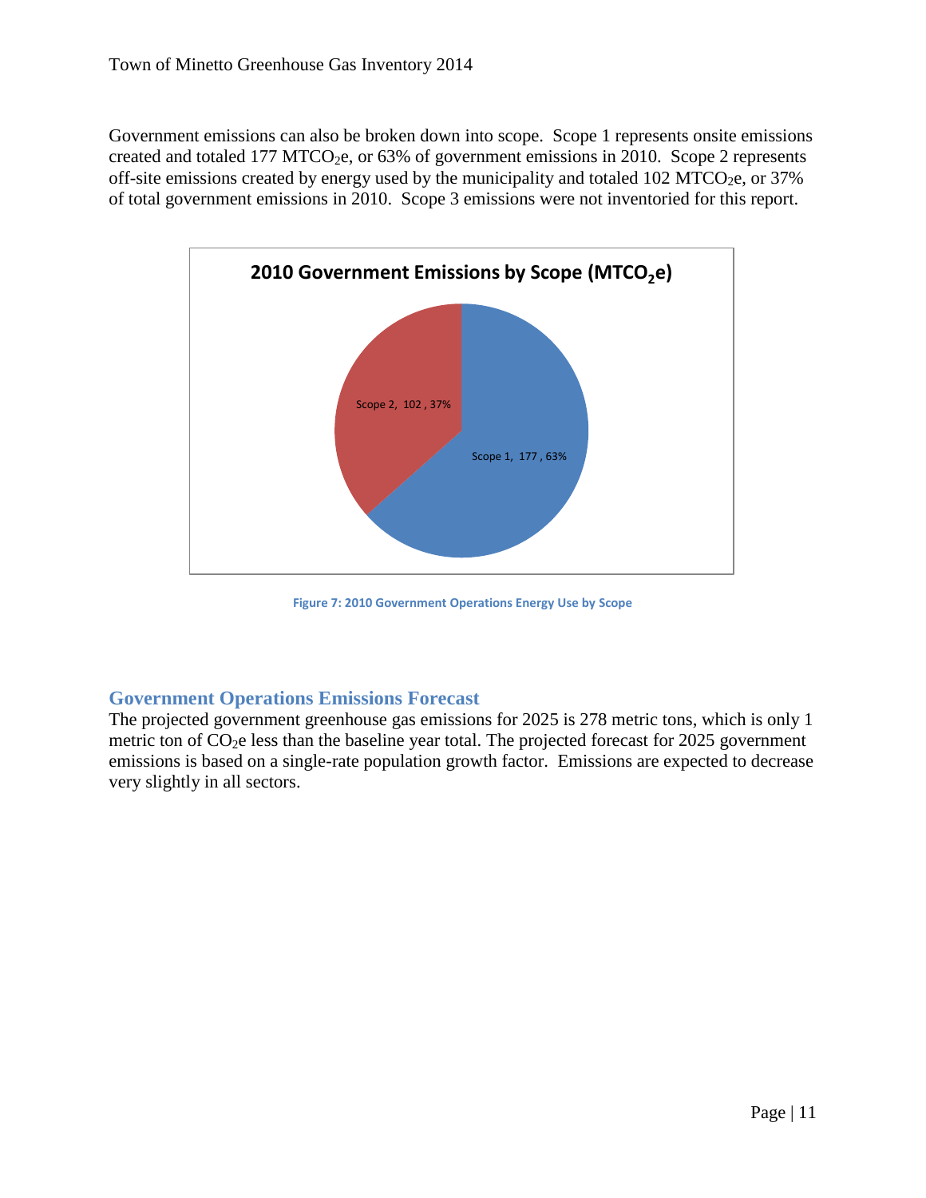Government emissions can also be broken down into scope. Scope 1 represents onsite emissions created and totaled 177 $MTCO_2e$, or 63% of government emissions in 2010. Scope 2 represents off-site emissions created by energy used by the municipality and totaled 102 $MTCO_2e$, or 37% of total government emissions in 2010. Scope 3 emissions were not inventoried for this report.

**2010 Government Emissions by Scope ($MTCO_2e$)**

| Scope | $MTCO_2e$ | Percent |
|---|---|---|
| Scope 1 | 177 | 63% |
| Scope 2 | 102 | 37% |

Figure 7: 2010 Government Operations Energy Use by Scope

## Government Operations Emissions Forecast

The projected government greenhouse gas emissions for 2025 is 278 metric tons, which is only 1 metric ton of $CO_2e$ less than the baseline year total. The projected forecast for 2025 government emissions is based on a single-rate population growth factor. Emissions are expected to decrease very slightly in all sectors.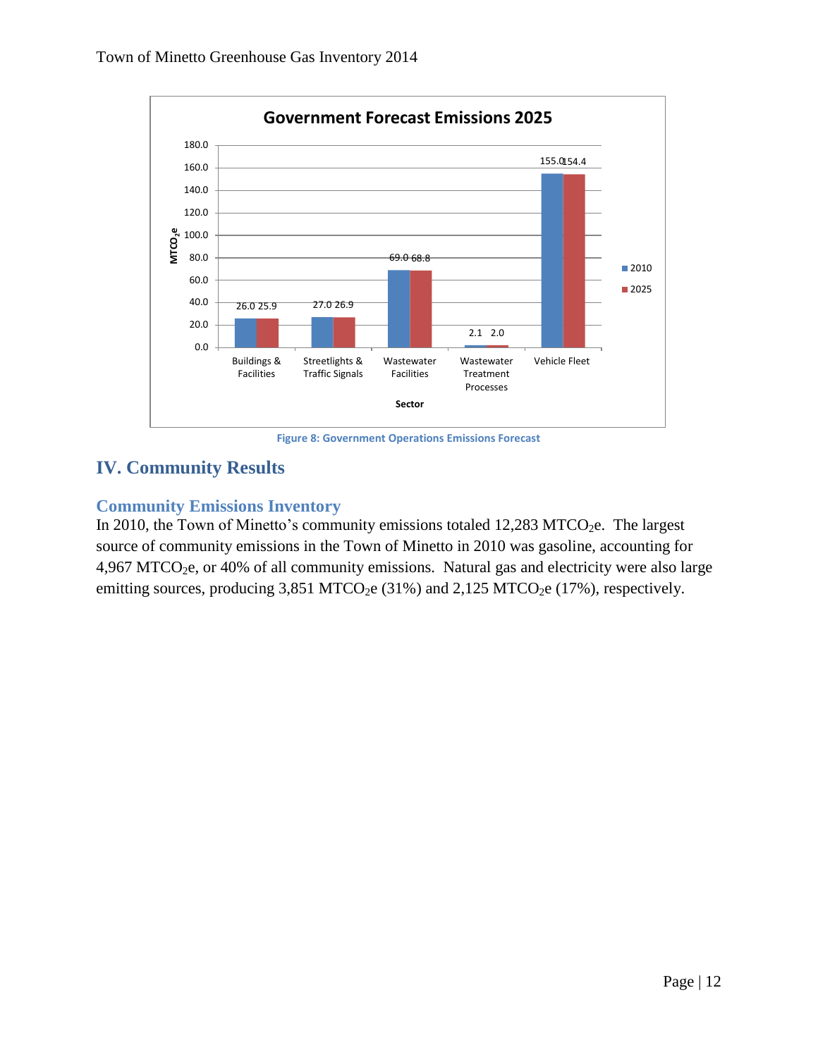Figure 8: Government Operations Emissions Forecast

## IV. Community Results

### Community Emissions Inventory

In 2010, the Town of Minetto's community emissions totaled 12,283 $MTCO_2e$. The largest source of community emissions in the Town of Minetto in 2010 was gasoline, accounting for 4,967 $MTCO_2e$, or 40% of all community emissions. Natural gas and electricity were also large emitting sources, producing 3,851 $MTCO_2e$ (31%) and 2,125 $MTCO_2e$ (17%), respectively.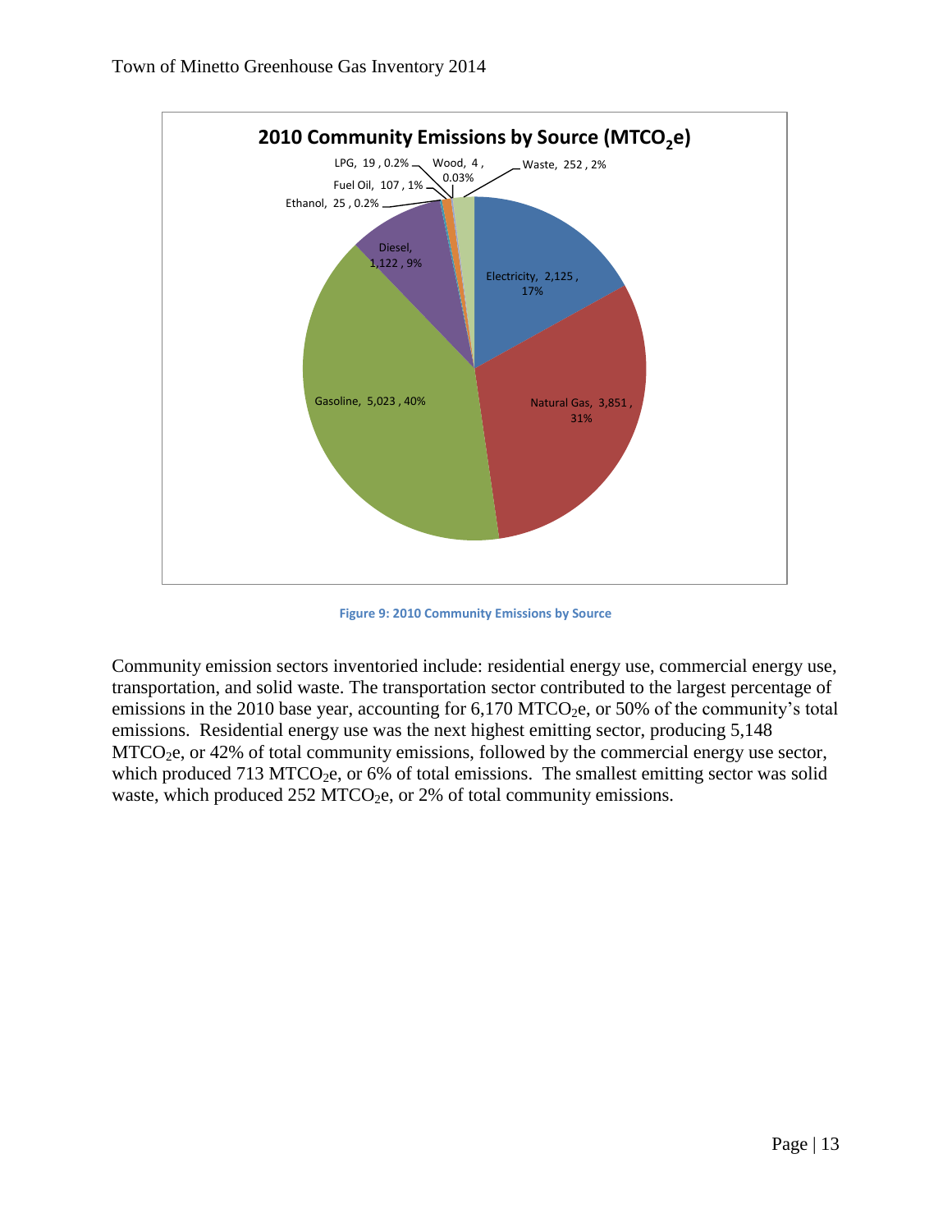Figure 9: 2010 Community Emissions by Source

Community emission sectors inventoried include: residential energy use, commercial energy use, transportation, and solid waste. The transportation sector contributed to the largest percentage of emissions in the 2010 base year, accounting for 6,170 $MTCO_2e$, or 50% of the community's total emissions. Residential energy use was the next highest emitting sector, producing 5,148 $MTCO_2e$, or 42% of total community emissions, followed by the commercial energy use sector, which produced 713 $MTCO_2e$, or 6% of total emissions. The smallest emitting sector was solid waste, which produced 252 $MTCO_2e$, or 2% of total community emissions.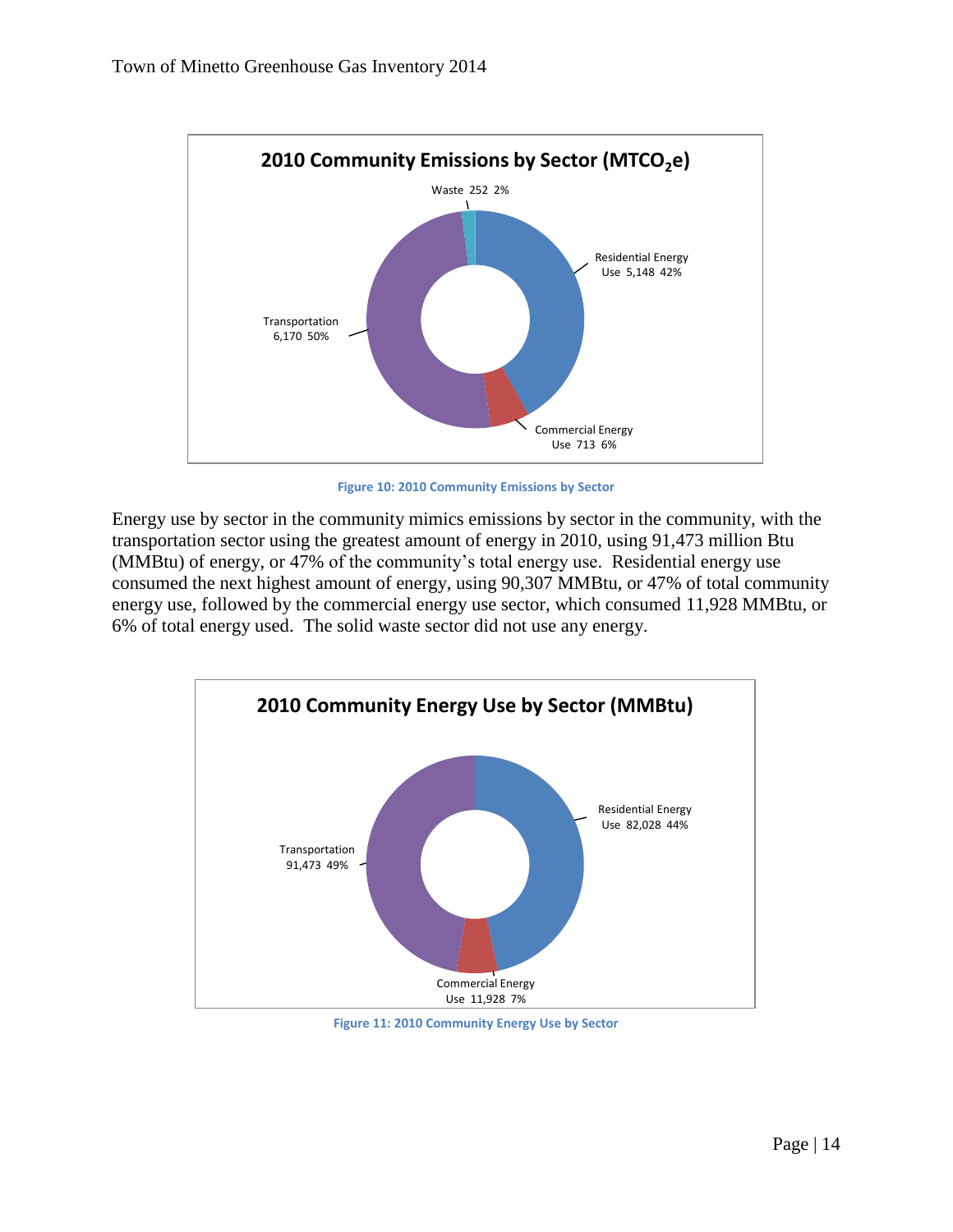**2010 Community Emissions by Sector ($MTCO_2e$)**

Waste 252 2%

Residential Energy Use 5,148 42%

Commercial Energy Use 713 6%

Transportation 6,170 50%

Figure 10: 2010 Community Emissions by Sector

Energy use by sector in the community mimics emissions by sector in the community, with the transportation sector using the greatest amount of energy in 2010, using 91,473 million Btu (MMBtu) of energy, or 47% of the community's total energy use. Residential energy use consumed the next highest amount of energy, using 90,307 MMBtu, or 47% of total community energy use, followed by the commercial energy use sector, which consumed 11,928 MMBtu, or 6% of total energy used. The solid waste sector did not use any energy.

**2010 Community Energy Use by Sector (MMBtu)**

Residential Energy Use 82,028 44%

Transportation 91,473 49%

Commercial Energy Use 11,928 7%

Figure 11: 2010 Community Energy Use by Sector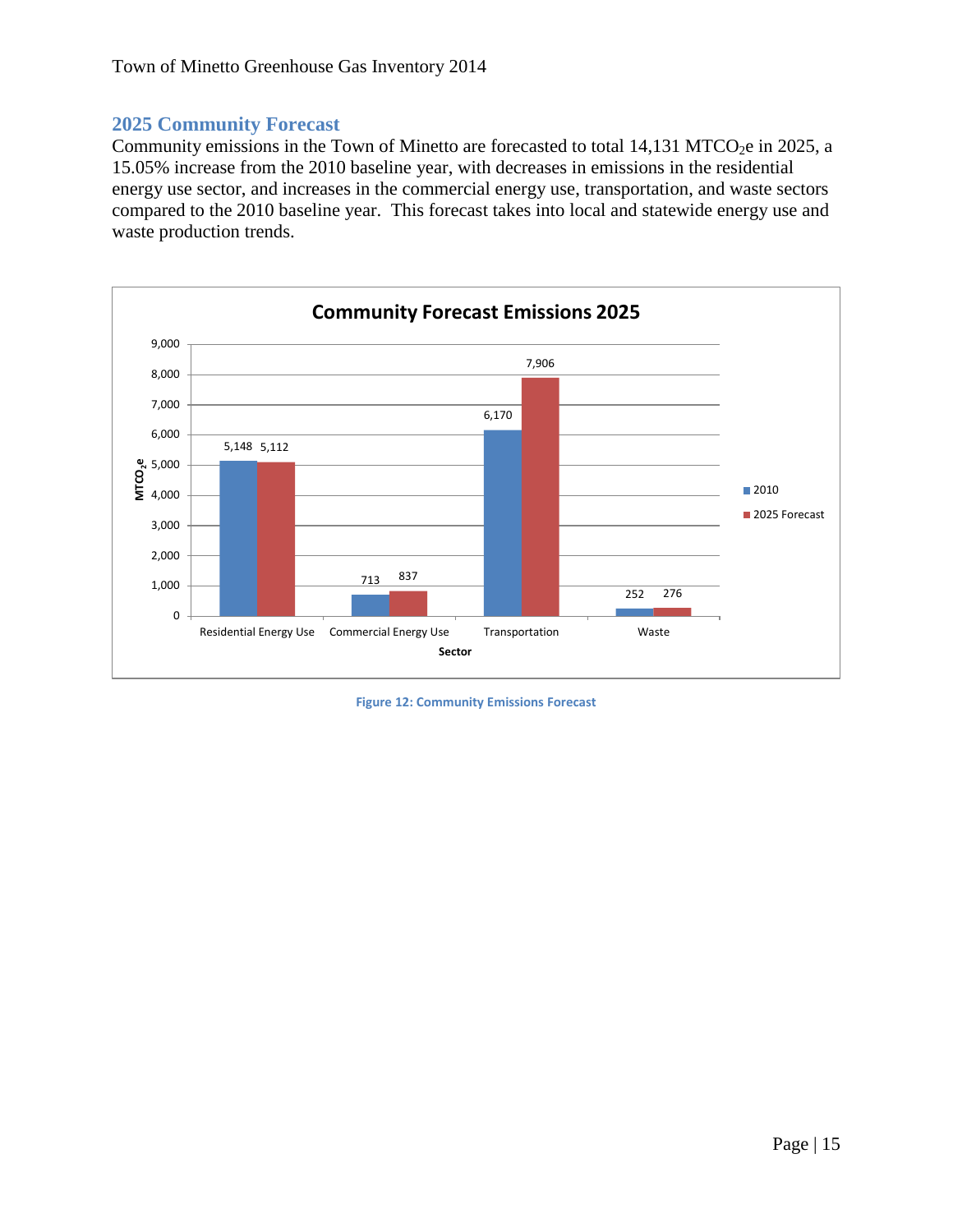## 2025 Community Forecast

Community emissions in the Town of Minetto are forecasted to total 14,131 $MTCO_2e$ in 2025, a 15.05% increase from the 2010 baseline year, with decreases in emissions in the residential energy use sector, and increases in the commercial energy use, transportation, and waste sectors compared to the 2010 baseline year. This forecast takes into local and statewide energy use and waste production trends.

| Sector | 2010 | 2025 Forecast |
|---|---|---|
| Residential Energy Use | 5,148 | 5,112 |
| Commercial Energy Use | 713 | 837 |
| Transportation | 6,170 | 7,906 |
| Waste | 252 | 276 |

Figure 12: Community Emissions Forecast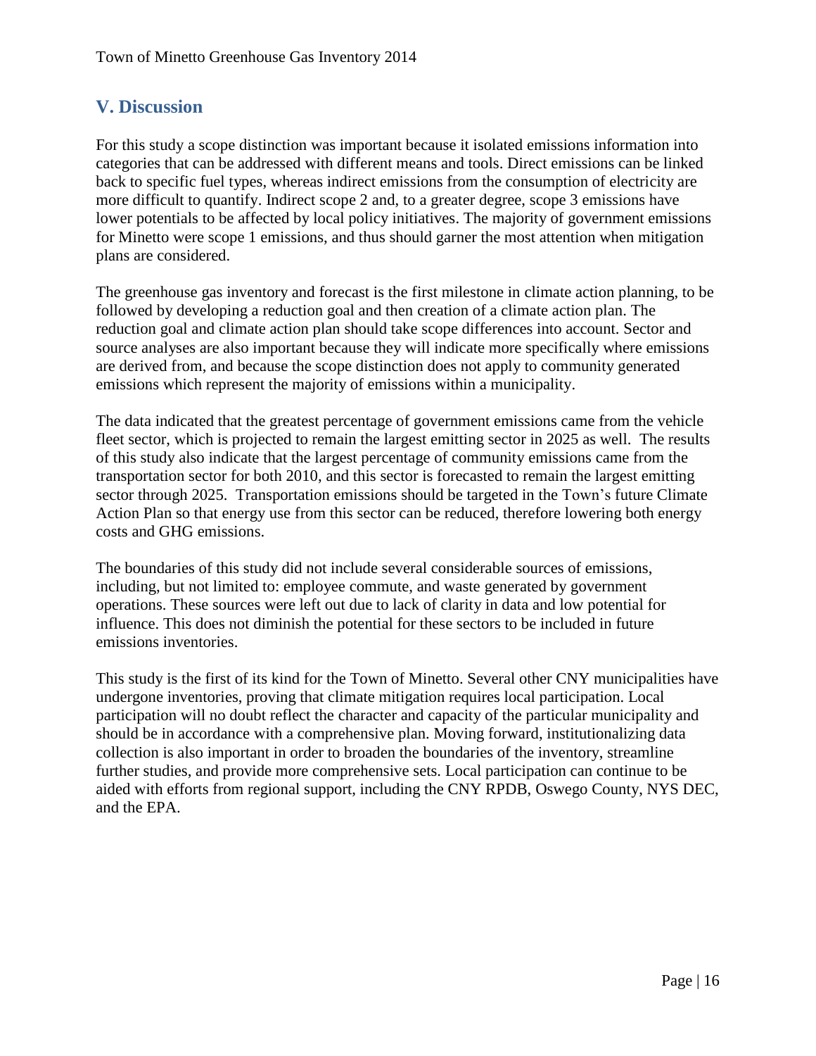## V. Discussion

For this study a scope distinction was important because it isolated emissions information into categories that can be addressed with different means and tools. Direct emissions can be linked back to specific fuel types, whereas indirect emissions from the consumption of electricity are more difficult to quantify. Indirect scope 2 and, to a greater degree, scope 3 emissions have lower potentials to be affected by local policy initiatives. The majority of government emissions for Minetto were scope 1 emissions, and thus should garner the most attention when mitigation plans are considered.

The greenhouse gas inventory and forecast is the first milestone in climate action planning, to be followed by developing a reduction goal and then creation of a climate action plan. The reduction goal and climate action plan should take scope differences into account. Sector and source analyses are also important because they will indicate more specifically where emissions are derived from, and because the scope distinction does not apply to community generated emissions which represent the majority of emissions within a municipality.

The data indicated that the greatest percentage of government emissions came from the vehicle fleet sector, which is projected to remain the largest emitting sector in 2025 as well. The results of this study also indicate that the largest percentage of community emissions came from the transportation sector for both 2010, and this sector is forecasted to remain the largest emitting sector through 2025. Transportation emissions should be targeted in the Town's future Climate Action Plan so that energy use from this sector can be reduced, therefore lowering both energy costs and GHG emissions.

The boundaries of this study did not include several considerable sources of emissions, including, but not limited to: employee commute, and waste generated by government operations. These sources were left out due to lack of clarity in data and low potential for influence. This does not diminish the potential for these sectors to be included in future emissions inventories.

This study is the first of its kind for the Town of Minetto. Several other CNY municipalities have undergone inventories, proving that climate mitigation requires local participation. Local participation will no doubt reflect the character and capacity of the particular municipality and should be in accordance with a comprehensive plan. Moving forward, institutionalizing data collection is also important in order to broaden the boundaries of the inventory, streamline further studies, and provide more comprehensive sets. Local participation can continue to be aided with efforts from regional support, including the CNY RPDB, Oswego County, NYS DEC, and the EPA.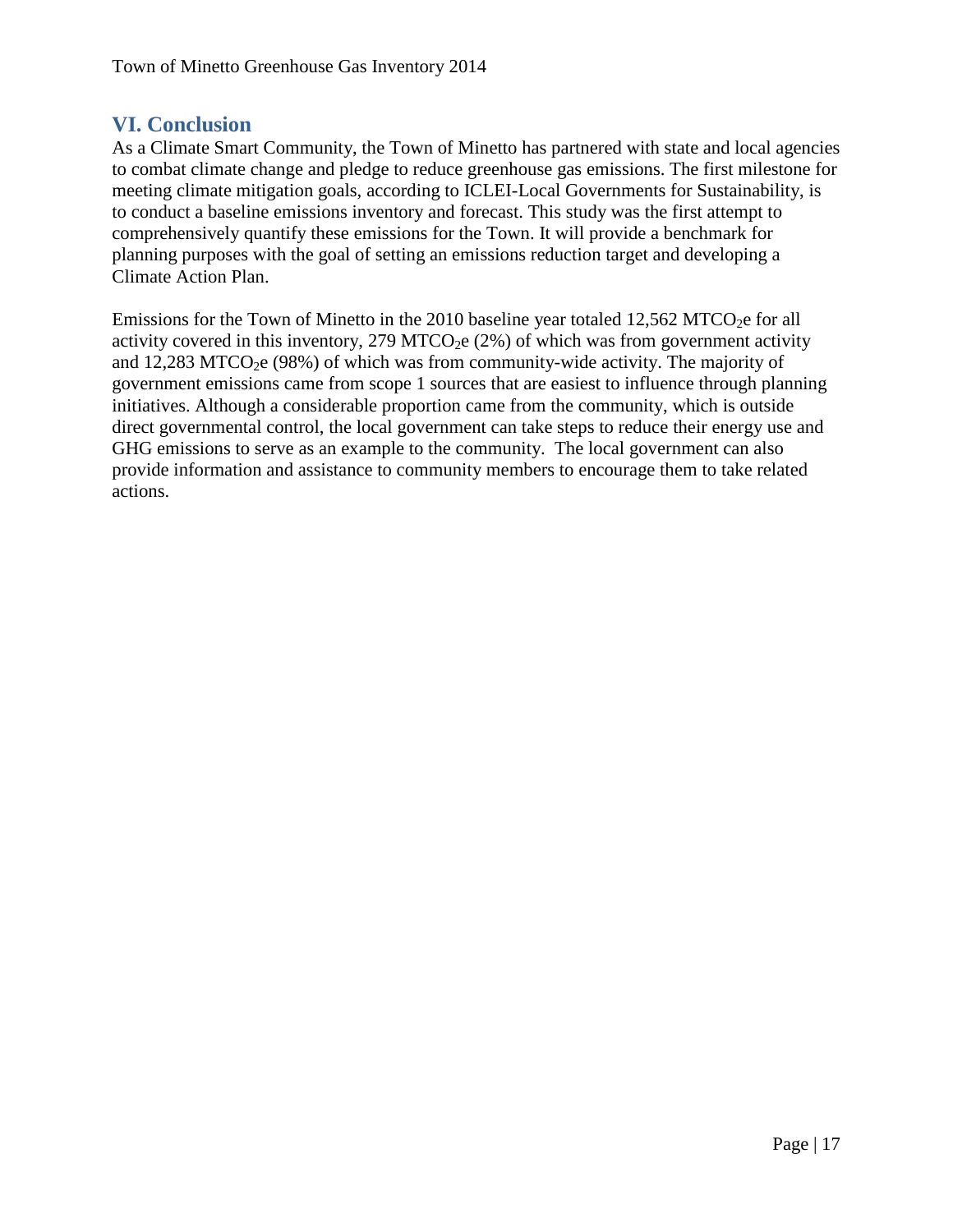## VI. Conclusion

As a Climate Smart Community, the Town of Minetto has partnered with state and local agencies to combat climate change and pledge to reduce greenhouse gas emissions. The first milestone for meeting climate mitigation goals, according to ICLEI-Local Governments for Sustainability, is to conduct a baseline emissions inventory and forecast. This study was the first attempt to comprehensively quantify these emissions for the Town. It will provide a benchmark for planning purposes with the goal of setting an emissions reduction target and developing a Climate Action Plan.

Emissions for the Town of Minetto in the 2010 baseline year totaled 12,562 $MTCO_2e$ for all activity covered in this inventory, 279 $MTCO_2e$ (2%) of which was from government activity and 12,283 $MTCO_2e$ (98%) of which was from community-wide activity. The majority of government emissions came from scope 1 sources that are easiest to influence through planning initiatives. Although a considerable proportion came from the community, which is outside direct governmental control, the local government can take steps to reduce their energy use and GHG emissions to serve as an example to the community. The local government can also provide information and assistance to community members to encourage them to take related actions.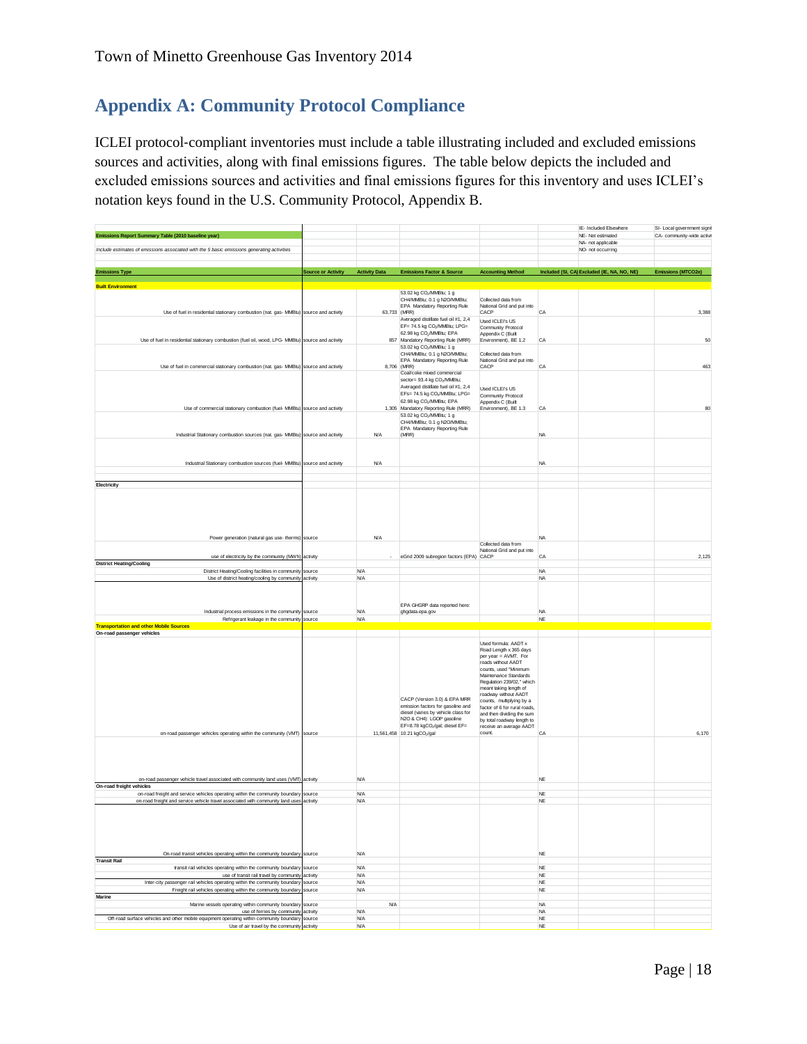## Appendix A: Community Protocol Compliance

ICLEI protocol-compliant inventories must include a table illustrating included and excluded emissions sources and activities, along with final emissions figures. The table below depicts the included and excluded emissions sources and activities and final emissions figures for this inventory and uses ICLEI's notation keys found in the U.S. Community Protocol, Appendix B.

| **Emissions Report Summary Table (2010 baseline year)** | | | | | | IE- Included Elsewhere<br>NE- Not estimated<br>NA- not applicable<br>NO- not occurring | SI- Local government signi<br>CA- community-wide activi |
|---|---|---|---|---|---|---|---|
| *Include estimates of emissions associated with the 5 basic emissions generating activities* | | | | | | | |
| **Emissions Type** | **Source or Activity** | **Activity Data** | **Emissions Factor & Source** | **Accounting Method** | **Included (SI, CA)** | **Excluded (IE, NA, NO, NE)** | **Emissions (MTCO2e)** |
| **Built Environment** | | | | | | | |
| Use of fuel in residential stationary combustion (nat. gas- MMBtu) | source and activity | 63,733 | 53.02 kg $CO_2$/MMBtu; 1 g CH4/MMBtu; 0.1 g N2O/MMBtu; EPA Mandatory Reporting Rule (MRR) | Collected data from National Grid and put into CACP | CA | | 3,388 |
| Use of fuel in residential stationary combustion (fuel oil, wood, LPG- MMBtu) | source and activity | 857 | Averaged distillate fuel oil #1, 2,4 EF= 74.5 kg $CO_2$/MMBtu; LPG= 62.98 kg $CO_2$/MMBtu; EPA Mandatory Reporting Rule (MRR) | Used ICLEI's US Community Protocol Appendix C (Built Environment), BE 1.2 | CA | | 50 |
| Use of fuel in commercial stationary combustion (nat. gas- MMBtu) | source and activity | 8,706 | 53.02 kg $CO_2$/MMBtu; 1 g CH4/MMBtu; 0.1 g N2O/MMBtu; EPA Mandatory Reporting Rule (MRR) | Collected data from National Grid and put into CACP | CA | | 463 |
| Use of commercial stationary combustion (fuel- MMBtu) | source and activity | 1,305 | Coal/coke mixed commercial sector= 93.4 kg $CO_2$/MMBtu; Averaged distillate fuel oil #1, 2,4 EFs= 74.5 kg $CO_2$/MMBtu; LPG= 62.98 kg $CO_2$/MMBtu; EPA Mandatory Reporting Rule (MRR) | Used ICLEI's US Community Protocol Appendix C (Built Environment), BE 1.3 | CA | | 80 |
| Industrial Stationary combustion sources (nat. gas- MMBtu) | source and activity | N/A | 53.02 kg $CO_2$/MMBtu; 1 g CH4/MMBtu; 0.1 g N2O/MMBtu; EPA Mandatory Reporting Rule (MRR) | | NA | | |
| Industrial Stationary combustion sources (fuel- MMBtu) | source and activity | N/A | | | NA | | |
| **Electricity** | | | | | | | |
| Power generation (natural gas use- therms) | source | N/A | | | NA | | |
| use of electricity by the community (MWh) | activity | - | eGrid 2009 subregion factors (EPA) | Collected data from National Grid and put into CACP | CA | | 2,125 |
| **District Heating/Cooling** | | | | | | | |
| District Heating/Cooling facilities in community | source | N/A | | | NA | | |
| Use of district heating/cooling by community | activity | N/A | | | NA | | |
| Industrial process emissions in the community | source | N/A | EPA GHGRP data reported here: ghgdata.epa.gov | | NA | | |
| Refrigerant leakage in the community | source | N/A | | | NE | | |
| **Transportation and other Mobile Sources** | | | | | | | |
| **On-road passenger vehicles** | | | | | | | |
| on-road passenger vehicles operating within the community (VMT) | source | 11,561,458 | CACP (Version 3.0) & EPA MRR emission factors for gasoline and diesel (varies by vehicle class for N2O & CH4); LGOP gasoline EF=8.78 kg$CO_2$/gal; diesel EF= 10.21 kg$CO_2$/gal | Used formula: AADT x Road Length x 365 days per year = AVMT. For roads without AADT counts, used "Minimum Maintenance Standards Regulation 239/02," which meant taking length of roadway without AADT counts, multiplying by a factor of 6 for rural roads, and then dividing the sum by total roadway length to receive an average AADT count. | CA | | 6,170 |
| on-road passenger vehicle travel associated with community land uses (VMT) | activity | N/A | | | NE | | |
| **On-road freight vehicles** | | | | | | | |
| on-road freight and service vehicles operating within the community boundary | source | N/A | | | NE | | |
| on-road freight and service vehicle travel associated with community land uses | activity | N/A | | | NE | | |
| On-road transit vehicles operating within the community boundary | source | N/A | | | NE | | |
| **Transit Rail** | | | | | | | |
| transit rail vehicles operating within the community boundary | source | N/A | | | NE | | |
| use of transit rail travel by community | activity | N/A | | | NE | | |
| Inter-city passenger rail vehicles operating within the community boundary | source | N/A | | | NE | | |
| Freight rail vehicles operating within the community boundary | source | N/A | | | NE | | |
| **Marine** | | | | | | | |
| Marine vessels operating within community boundary | source | N/A | | | NA | | |
| use of ferries by community | activity | N/A | | | NA | | |
| Off-road surface vehicles and other mobile equipment operating within community boundary | source | N/A | | | NE | | |
| Use of air travel by the community | activity | N/A | | | NE | | |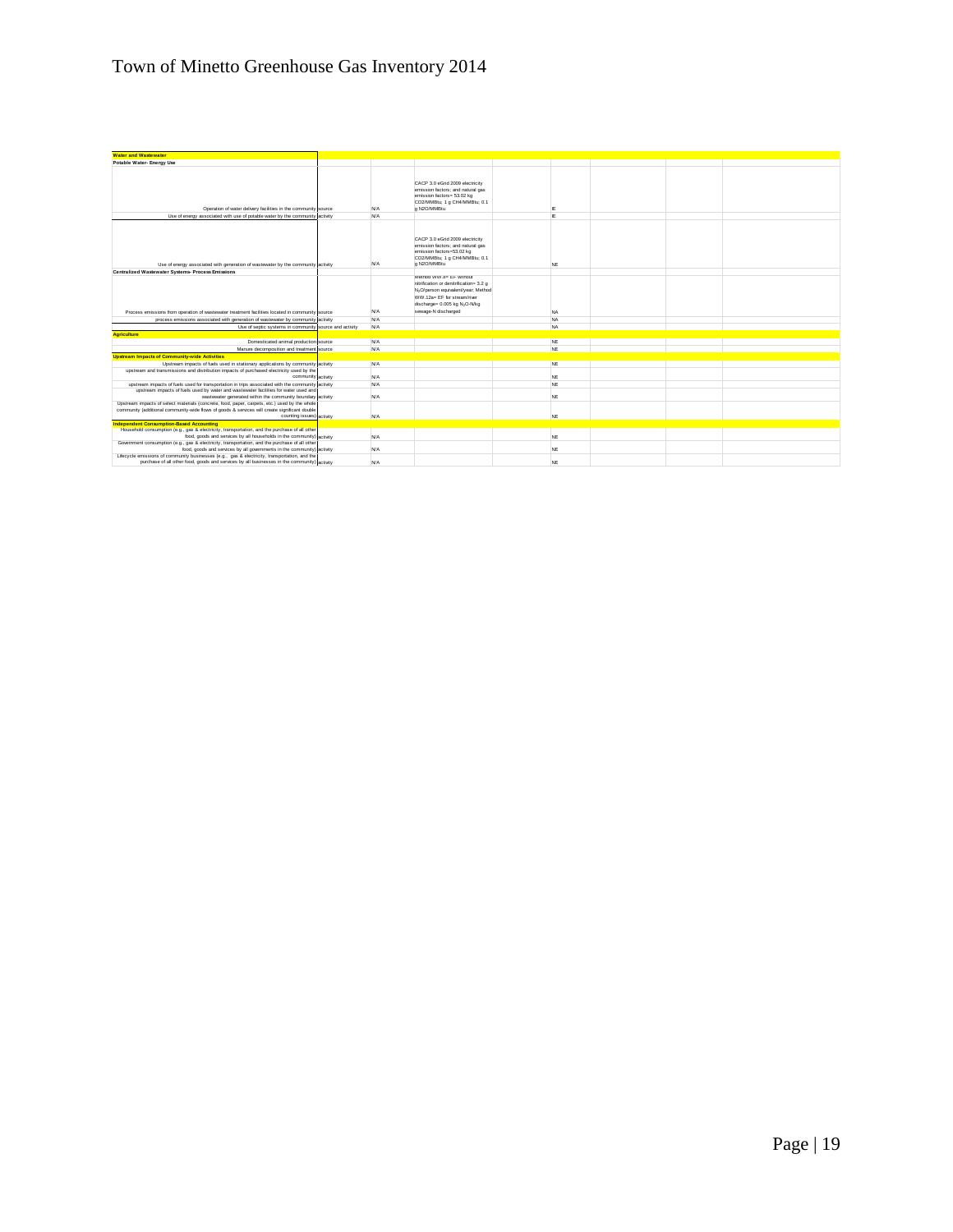# Town of Minetto Greenhouse Gas Inventory 2014

| | | | | | | | | |
|---|---|---|---|---|---|---|---|---|
| **Water and Wastewater** | | | | | | | | |
| **Potable Water- Energy Use** | | | | | | | | |
| Operation of water delivery facilities in the community | source | N/A | CACP 3.0 eGrid 2009 electricity emission factors; and natural gas emission factors= 53.02 kg CO2/MMBtu; 1 g CH4/MMBtu; 0.1 g N2O/MMBtu | | IE | | | |
| Use of energy associated with use of potable water by the community | activity | N/A | | | IE | | | |
| Use of energy associated with generation of wastewater by the community | activity | N/A | CACP 3.0 eGrid 2009 electricity emission factors; and natural gas emission factors=53.02 kg CO2/MMBtu; 1 g CH4/MMBtu; 0.1 g N2O/MMBtu | | NE | | | |
| **Centralized Wastewater Systems- Process Emissions** | | | | | | | | |
| Process emissions from operation of wastewater treatment facilities located in community | source | N/A | Method WW.8= EF without nitrification or denitrification= 3.2 g $N_2O$/person equivalent/year; Method WW.12a= EF for stream/river discharge= 0.005 kg $N_2O$-N/kg sewage-N discharged | | NA | | | |
| process emissions associated with generation of wastewater by community | activity | N/A | | | NA | | | |
| Use of septic systems in community | source and activity | N/A | | | NA | | | |
| **Agriculture** | | | | | | | | |
| Domesticated animal production | source | N/A | | | NE | | | |
| Manure decomposition and treatment | source | N/A | | | NE | | | |
| **Upstream Impacts of Community-wide Activities** | | | | | | | | |
| Upstream impacts of fuels used in stationary applications by community | activity | N/A | | | NE | | | |
| upstream and transmissions and distribution impacts of purchased electricity used by the community | activity | N/A | | | NE | | | |
| upstream impacts of fuels used for transportation in trips associated with the community | activity | N/A | | | NE | | | |
| upstream impacts of fuels used by water and wastewater facilities for water used and wastewater generated within the community boundary | activity | N/A | | | NE | | | |
| Upstream impacts of select materials (concrete, food, paper, carpets, etc.) used by the whole community (additional community-wide flows of goods & services will create significant double counting issues) | activity | N/A | | | NE | | | |
| **Independent Consumption-Based Accounting** | | | | | | | | |
| Household consumption (e.g., gas & electricity, transportation, and the purchase of all other food, goods and services by all households in the community) | activity | N/A | | | NE | | | |
| Government consumption (e.g., gas & electricity, transportation, and the purchase of all other food, goods and services by all governments in the community) | activity | N/A | | | NE | | | |
| Lifecycle emissions of community businesses (e.g., gas & electricity, transportation, and the purchase of all other food, goods and services by all businesses in the community) | activity | N/A | | | NE | | | |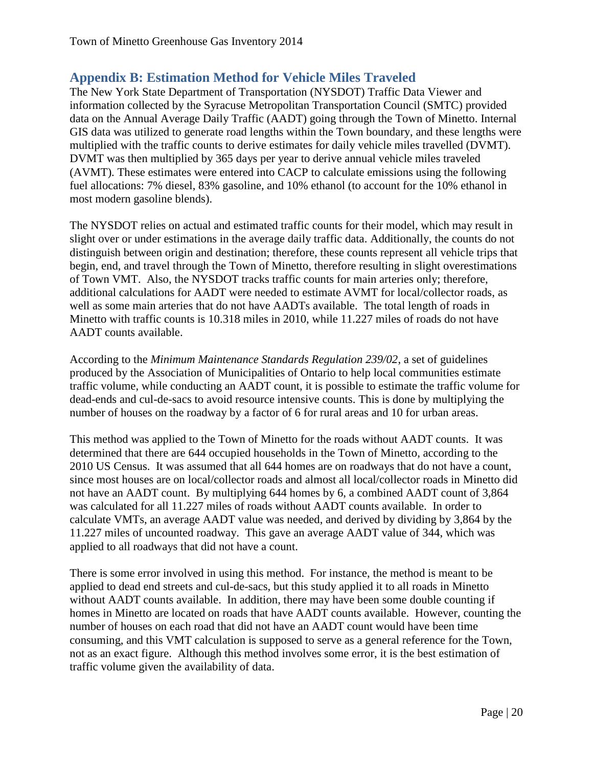## Appendix B: Estimation Method for Vehicle Miles Traveled

The New York State Department of Transportation (NYSDOT) Traffic Data Viewer and information collected by the Syracuse Metropolitan Transportation Council (SMTC) provided data on the Annual Average Daily Traffic (AADT) going through the Town of Minetto. Internal GIS data was utilized to generate road lengths within the Town boundary, and these lengths were multiplied with the traffic counts to derive estimates for daily vehicle miles travelled (DVMT). DVMT was then multiplied by 365 days per year to derive annual vehicle miles traveled (AVMT). These estimates were entered into CACP to calculate emissions using the following fuel allocations: 7% diesel, 83% gasoline, and 10% ethanol (to account for the 10% ethanol in most modern gasoline blends).

The NYSDOT relies on actual and estimated traffic counts for their model, which may result in slight over or under estimations in the average daily traffic data. Additionally, the counts do not distinguish between origin and destination; therefore, these counts represent all vehicle trips that begin, end, and travel through the Town of Minetto, therefore resulting in slight overestimations of Town VMT. Also, the NYSDOT tracks traffic counts for main arteries only; therefore, additional calculations for AADT were needed to estimate AVMT for local/collector roads, as well as some main arteries that do not have AADTs available. The total length of roads in Minetto with traffic counts is 10.318 miles in 2010, while 11.227 miles of roads do not have AADT counts available.

According to the *Minimum Maintenance Standards Regulation 239/02*, a set of guidelines produced by the Association of Municipalities of Ontario to help local communities estimate traffic volume, while conducting an AADT count, it is possible to estimate the traffic volume for dead-ends and cul-de-sacs to avoid resource intensive counts. This is done by multiplying the number of houses on the roadway by a factor of 6 for rural areas and 10 for urban areas.

This method was applied to the Town of Minetto for the roads without AADT counts. It was determined that there are 644 occupied households in the Town of Minetto, according to the 2010 US Census. It was assumed that all 644 homes are on roadways that do not have a count, since most houses are on local/collector roads and almost all local/collector roads in Minetto did not have an AADT count. By multiplying 644 homes by 6, a combined AADT count of 3,864 was calculated for all 11.227 miles of roads without AADT counts available. In order to calculate VMTs, an average AADT value was needed, and derived by dividing by 3,864 by the 11.227 miles of uncounted roadway. This gave an average AADT value of 344, which was applied to all roadways that did not have a count.

There is some error involved in using this method. For instance, the method is meant to be applied to dead end streets and cul-de-sacs, but this study applied it to all roads in Minetto without AADT counts available. In addition, there may have been some double counting if homes in Minetto are located on roads that have AADT counts available. However, counting the number of houses on each road that did not have an AADT count would have been time consuming, and this VMT calculation is supposed to serve as a general reference for the Town, not as an exact figure. Although this method involves some error, it is the best estimation of traffic volume given the availability of data.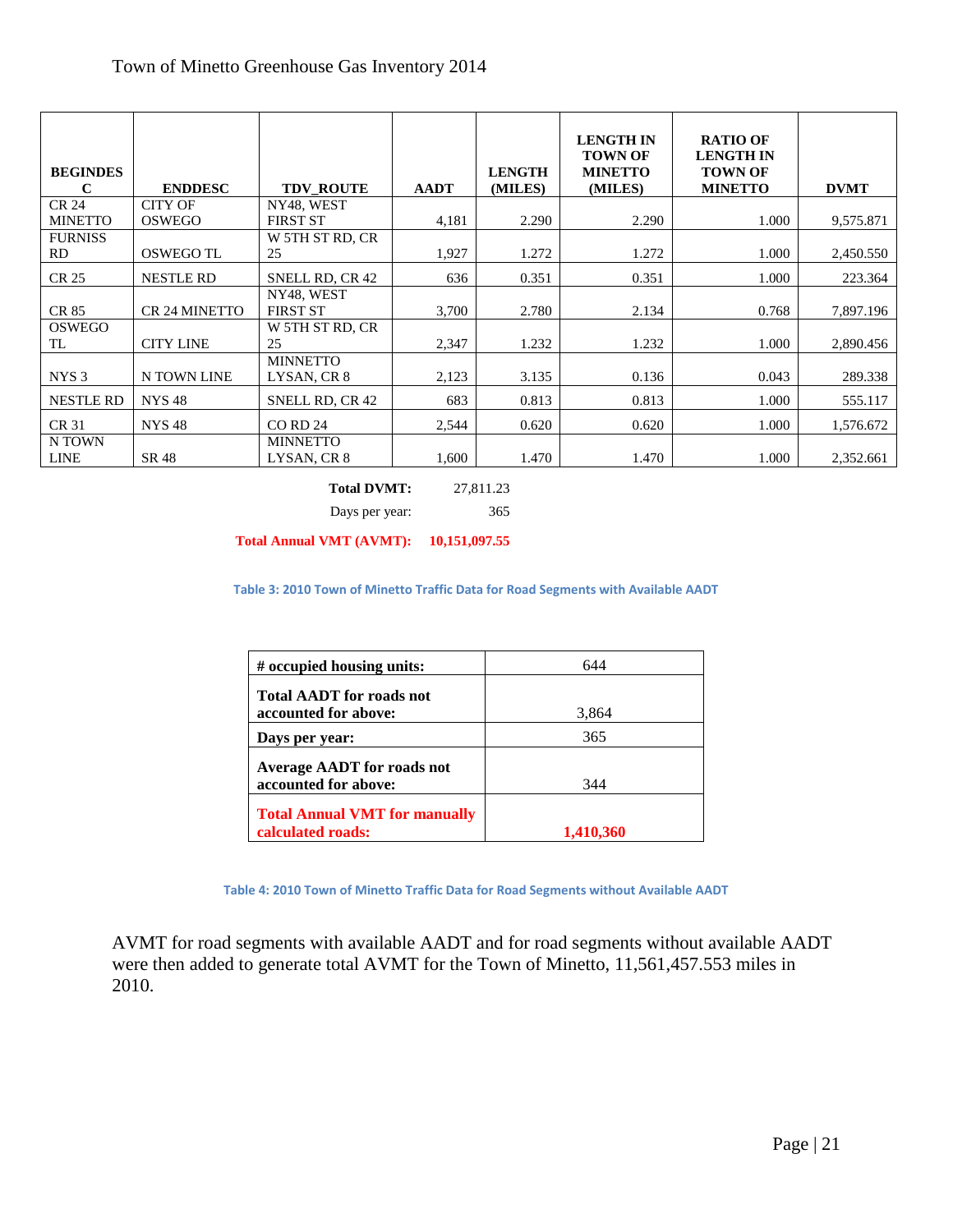| BEGINDESC | ENDDESC | TDV_ROUTE | AADT | LENGTH (MILES) | LENGTH IN TOWN OF MINETTO (MILES) | RATIO OF LENGTH IN TOWN OF MINETTO | DVMT |
|---|---|---|---|---|---|---|---|
| CR 24 MINETTO | CITY OF OSWEGO | NY48, WEST FIRST ST | 4,181 | 2.290 | 2.290 | 1.000 | 9,575.871 |
| FURNISS RD | OSWEGO TL | W 5TH ST RD, CR 25 | 1,927 | 1.272 | 1.272 | 1.000 | 2,450.550 |
| CR 25 | NESTLE RD | SNELL RD, CR 42 | 636 | 0.351 | 0.351 | 1.000 | 223.364 |
| CR 85 | CR 24 MINETTO | NY48, WEST FIRST ST | 3,700 | 2.780 | 2.134 | 0.768 | 7,897.196 |
| OSWEGO TL | CITY LINE | W 5TH ST RD, CR 25 | 2,347 | 1.232 | 1.232 | 1.000 | 2,890.456 |
| NYS 3 | N TOWN LINE | MINNETTO LYSAN, CR 8 | 2,123 | 3.135 | 0.136 | 0.043 | 289.338 |
| NESTLE RD | NYS 48 | SNELL RD, CR 42 | 683 | 0.813 | 0.813 | 1.000 | 555.117 |
| CR 31 | NYS 48 | CO RD 24 | 2,544 | 0.620 | 0.620 | 1.000 | 1,576.672 |
| N TOWN LINE | SR 48 | MINNETTO LYSAN, CR 8 | 1,600 | 1.470 | 1.470 | 1.000 | 2,352.661 |

| | |
|---|---|
| **Total DVMT:** | 27,811.23 |
| Days per year: | 365 |
| **Total Annual VMT (AVMT):** | **10,151,097.55** |

**Table 3: 2010 Town of Minetto Traffic Data for Road Segments with Available AADT**

| **# occupied housing units:** | 644 |
|---|---|
| **Total AADT for roads not accounted for above:** | 3,864 |
| **Days per year:** | 365 |
| **Average AADT for roads not accounted for above:** | 344 |
| **Total Annual VMT for manually calculated roads:** | **1,410,360** |

**Table 4: 2010 Town of Minetto Traffic Data for Road Segments without Available AADT**

AVMT for road segments with available AADT and for road segments without available AADT were then added to generate total AVMT for the Town of Minetto, 11,561,457.553 miles in 2010.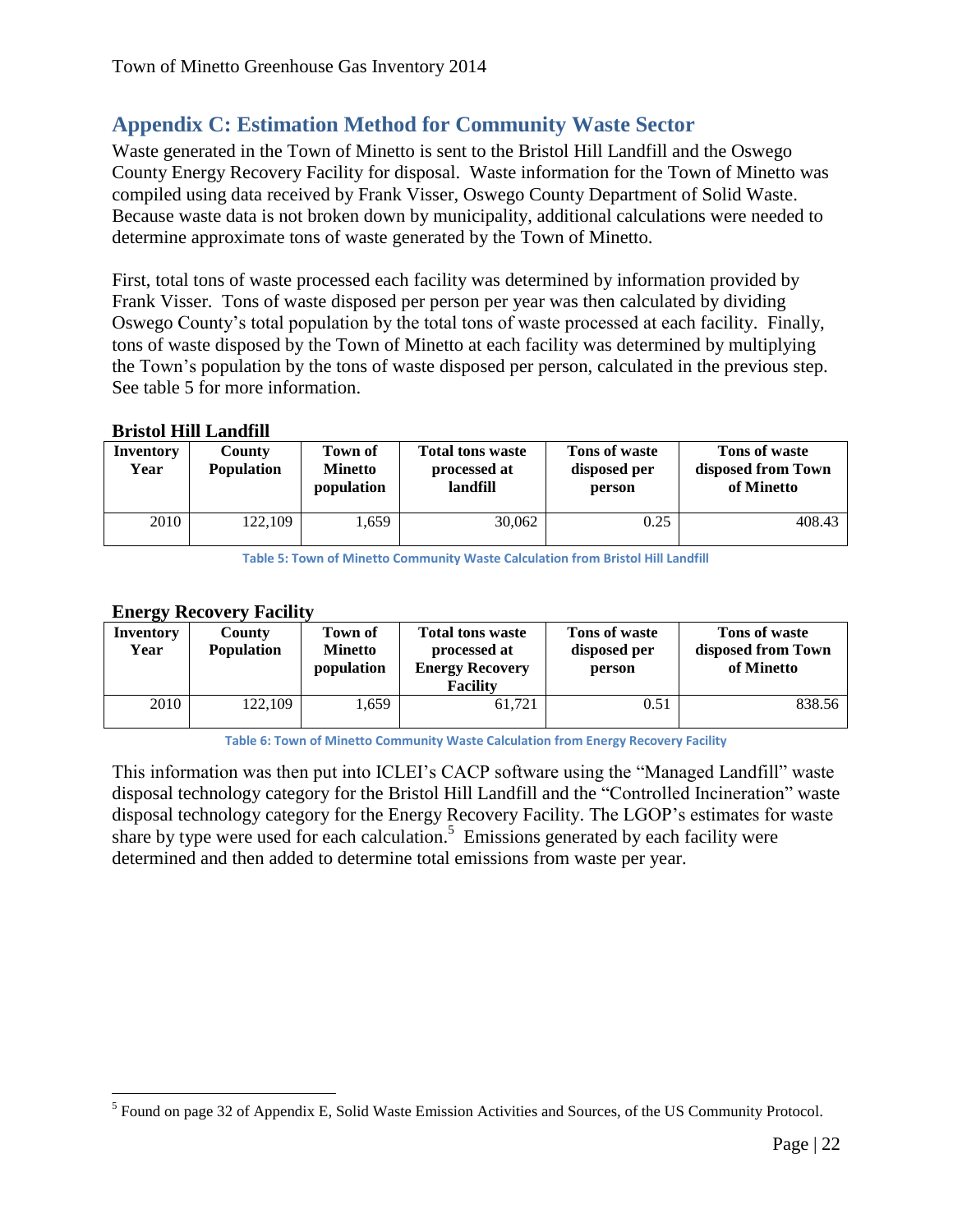## Appendix C: Estimation Method for Community Waste Sector

Waste generated in the Town of Minetto is sent to the Bristol Hill Landfill and the Oswego County Energy Recovery Facility for disposal. Waste information for the Town of Minetto was compiled using data received by Frank Visser, Oswego County Department of Solid Waste. Because waste data is not broken down by municipality, additional calculations were needed to determine approximate tons of waste generated by the Town of Minetto.

First, total tons of waste processed each facility was determined by information provided by Frank Visser. Tons of waste disposed per person per year was then calculated by dividing Oswego County's total population by the total tons of waste processed at each facility. Finally, tons of waste disposed by the Town of Minetto at each facility was determined by multiplying the Town's population by the tons of waste disposed per person, calculated in the previous step. See table 5 for more information.

**Bristol Hill Landfill**

| Inventory Year | County Population | Town of Minetto population | Total tons waste processed at landfill | Tons of waste disposed per person | Tons of waste disposed from Town of Minetto |
|---|---|---|---|---|---|
| 2010 | 122,109 | 1,659 | 30,062 | 0.25 | 408.43 |

Table 5: Town of Minetto Community Waste Calculation from Bristol Hill Landfill

**Energy Recovery Facility**

| Inventory Year | County Population | Town of Minetto population | Total tons waste processed at Energy Recovery Facility | Tons of waste disposed per person | Tons of waste disposed from Town of Minetto |
|---|---|---|---|---|---|
| 2010 | 122,109 | 1,659 | 61,721 | 0.51 | 838.56 |

Table 6: Town of Minetto Community Waste Calculation from Energy Recovery Facility

This information was then put into ICLEI's CACP software using the "Managed Landfill" waste disposal technology category for the Bristol Hill Landfill and the "Controlled Incineration" waste disposal technology category for the Energy Recovery Facility. The LGOP's estimates for waste share by type were used for each calculation.[5] Emissions generated by each facility were determined and then added to determine total emissions from waste per year.

[5] Found on page 32 of Appendix E, Solid Waste Emission Activities and Sources, of the US Community Protocol.